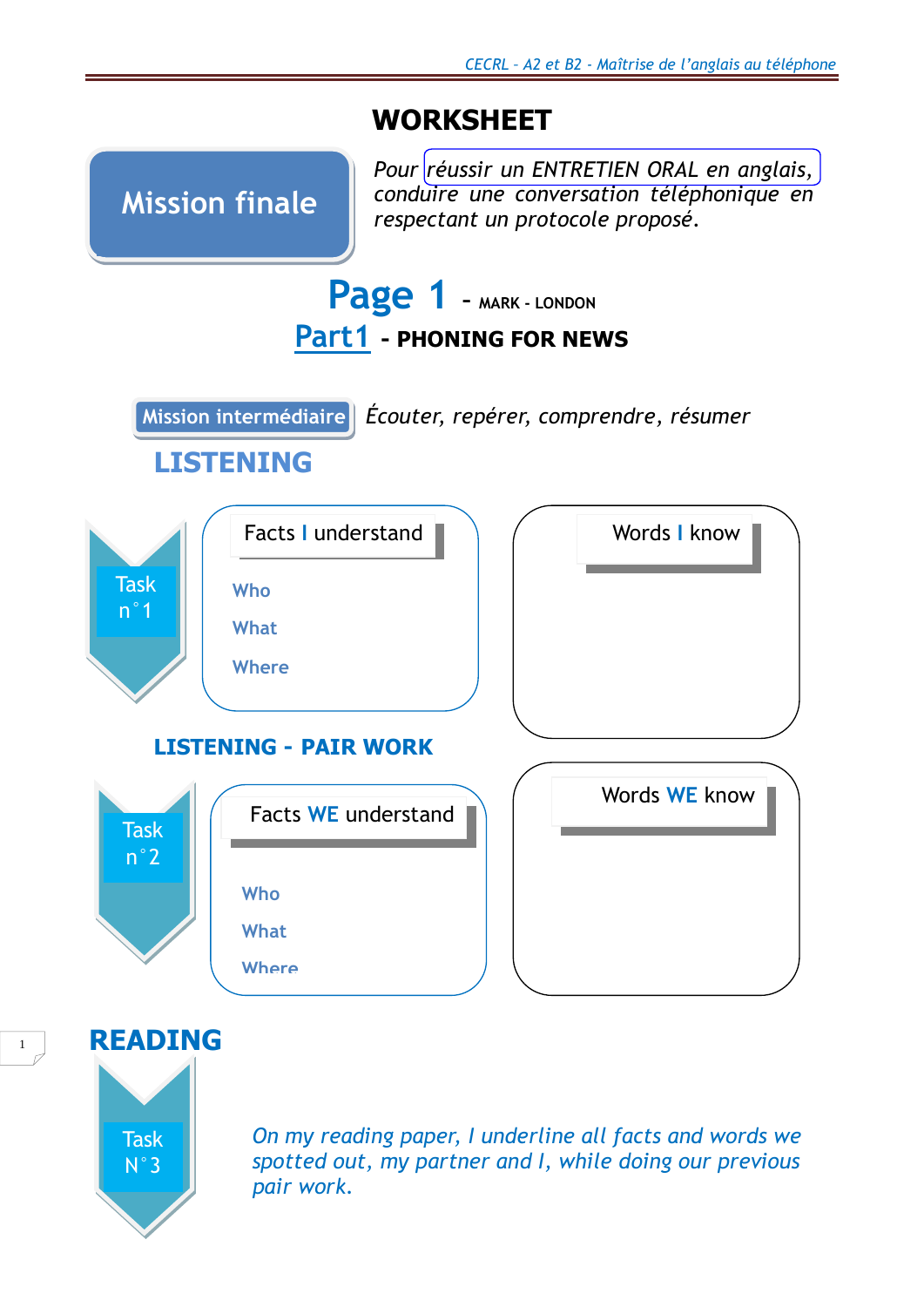# WORKSHEET

**Mission finale**

*Pour réussir un ENTRETIEN ORAL en anglais, conduire une conversation téléphonique en respectant un protocole proposé.*

## Page 1 - MARK - LONDON

## Part1 - PHONING FOR NEWS

**Mission intermédiaire** *Écouter, repérer, comprendre, résumer*

### LISTENING

**Task n°1**

**Facts I understand**

- Who
- What
- Where

**Words I know**

### LISTENING - PAIR WORK

**Task n°2**

**Facts WE understand**

- Who
- What
- Where

**Words WE know**

### READING

**Task N°3**

*On my reading paper, I underline all facts and words we spotted out, my partner and I, while doing our previous pair work.*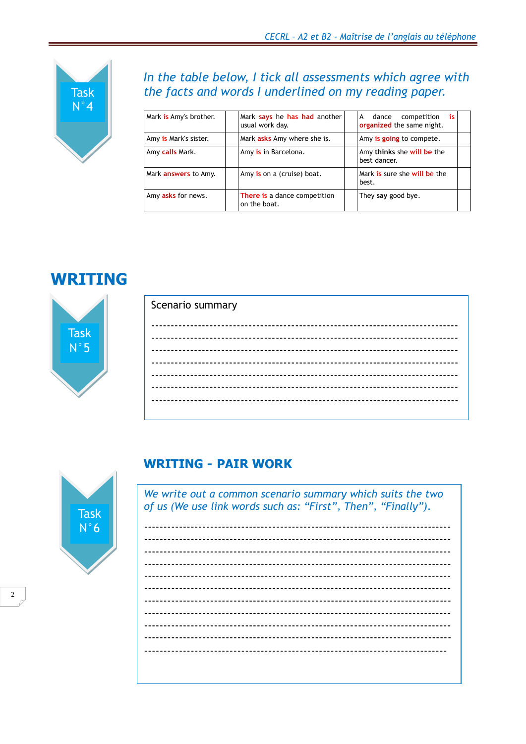**Task N°4**

*In the table below, I tick all assessments which agree with the facts and words I underlined on my reading paper.*

| | | | | | |
|---|---|---|---|---|---|
| Mark is Amy's brother. | | Mark says he has had another usual work day. | | A dance competition is organized the same night. | |
| Amy is Mark's sister. | | Mark asks Amy where she is. | | Amy is going to compete. | |
| Amy calls Mark. | | Amy is in Barcelona. | | Amy thinks she will be the best dancer. | |
| Mark answers to Amy. | | Amy is on a (cruise) boat. | | Mark is sure she will be the best. | |
| Amy asks for news. | | There is a dance competition on the boat. | | They say good bye. | |

# WRITING

**Task N°5**

Scenario summary

-----------------------------------------------------------------------------

-----------------------------------------------------------------------------

-----------------------------------------------------------------------------

-----------------------------------------------------------------------------

-----------------------------------------------------------------------------

-----------------------------------------------------------------------------

-----------------------------------------------------------------------------

## WRITING - PAIR WORK

**Task N°6**

*We write out a common scenario summary which suits the two of us (We use link words such as: "First", Then", "Finally").*

-----------------------------------------------------------------------------

-----------------------------------------------------------------------------

-----------------------------------------------------------------------------

-----------------------------------------------------------------------------

-----------------------------------------------------------------------------

-----------------------------------------------------------------------------

-----------------------------------------------------------------------------

-----------------------------------------------------------------------------

-----------------------------------------------------------------------------

-----------------------------------------------------------------------------

-----------------------------------------------------------------------------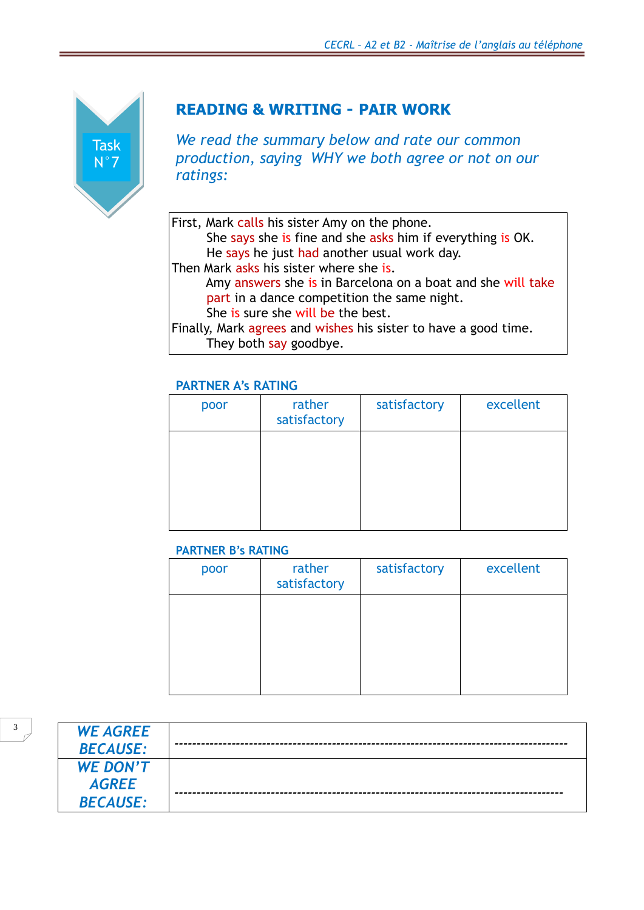Task N°7

## READING & WRITING - PAIR WORK

*We read the summary below and rate our common production, saying WHY we both agree or not on our ratings:*

First, Mark calls his sister Amy on the phone.
    She says she is fine and she asks him if everything is OK.
    He says he just had another usual work day.
Then Mark asks his sister where she is.
    Amy answers she is in Barcelona on a boat and she will take part in a dance competition the same night.
    She is sure she will be the best.
Finally, Mark agrees and wishes his sister to have a good time.
    They both say goodbye.

**PARTNER A's RATING**

| poor | rather satisfactory | satisfactory | excellent |
|---|---|---|---|
| | | | |

**PARTNER B's RATING**

| poor | rather satisfactory | satisfactory | excellent |
|---|---|---|---|
| | | | |

| | |
|---|---|
| ***WE AGREE BECAUSE:*** | ------------------------------------------------------------------------------------------ |
| ***WE DON'T AGREE BECAUSE:*** | ------------------------------------------------------------------------------------------ |